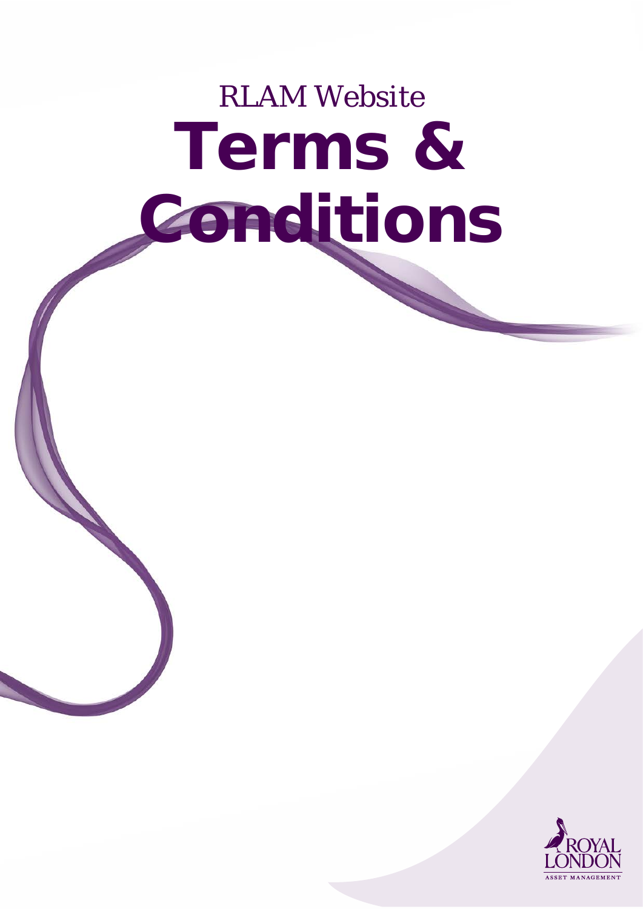RLAM Website

# Terms & Conditions

ROYAL LONDON

ASSET MANAGEMENT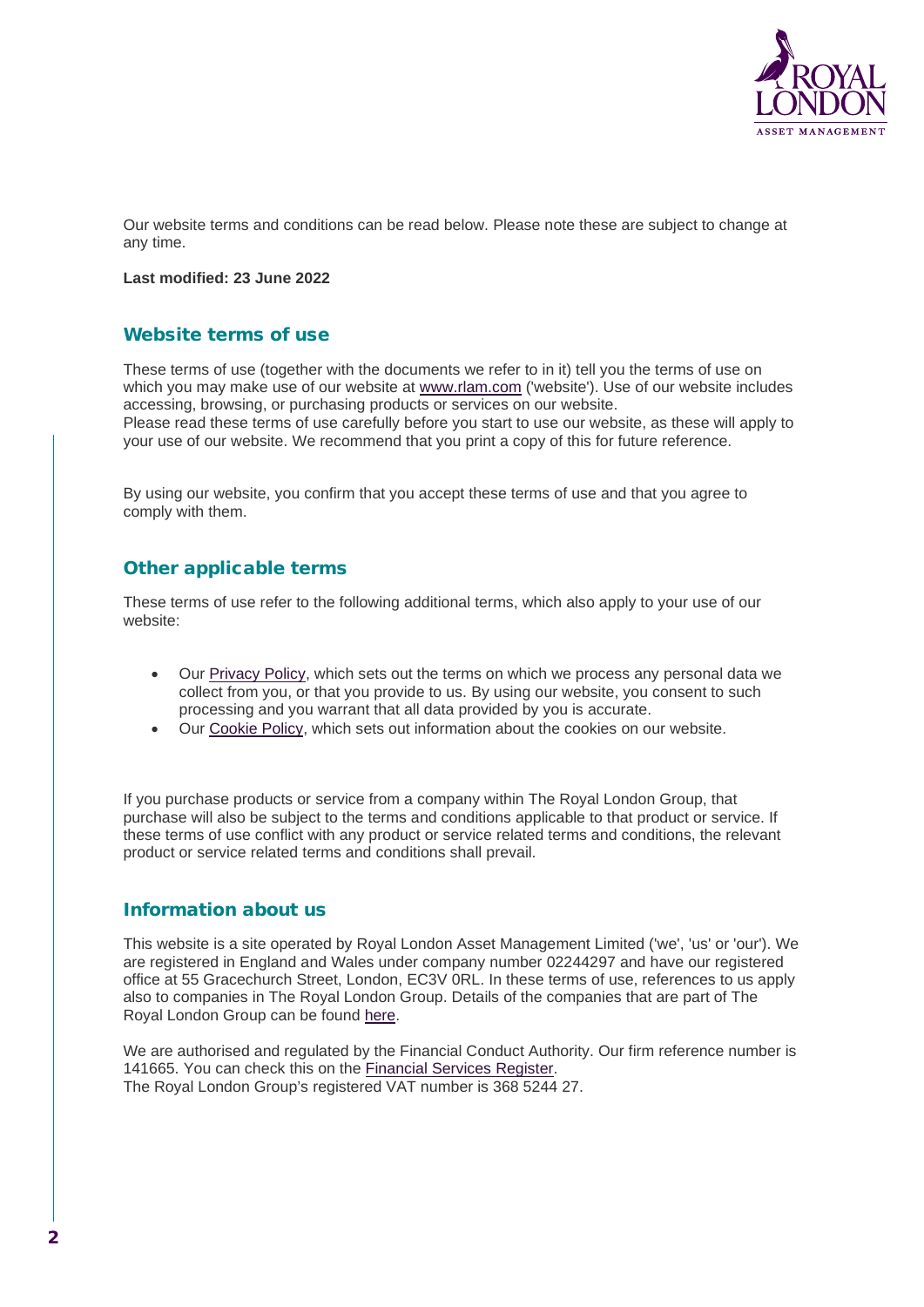Our website terms and conditions can be read below. Please note these are subject to change at any time.

**Last modified: 23 June 2022**

## Website terms of use

These terms of use (together with the documents we refer to in it) tell you the terms of use on which you may make use of our website at www.rlam.com ('website'). Use of our website includes accessing, browsing, or purchasing products or services on our website.
Please read these terms of use carefully before you start to use our website, as these will apply to your use of our website. We recommend that you print a copy of this for future reference.

By using our website, you confirm that you accept these terms of use and that you agree to comply with them.

## Other applicable terms

These terms of use refer to the following additional terms, which also apply to your use of our website:

- Our Privacy Policy, which sets out the terms on which we process any personal data we collect from you, or that you provide to us. By using our website, you consent to such processing and you warrant that all data provided by you is accurate.
- Our Cookie Policy, which sets out information about the cookies on our website.

If you purchase products or service from a company within The Royal London Group, that purchase will also be subject to the terms and conditions applicable to that product or service. If these terms of use conflict with any product or service related terms and conditions, the relevant product or service related terms and conditions shall prevail.

## Information about us

This website is a site operated by Royal London Asset Management Limited ('we', 'us' or 'our'). We are registered in England and Wales under company number 02244297 and have our registered office at 55 Gracechurch Street, London, EC3V 0RL. In these terms of use, references to us apply also to companies in The Royal London Group. Details of the companies that are part of The Royal London Group can be found here.

We are authorised and regulated by the Financial Conduct Authority. Our firm reference number is 141665. You can check this on the Financial Services Register.
The Royal London Group's registered VAT number is 368 5244 27.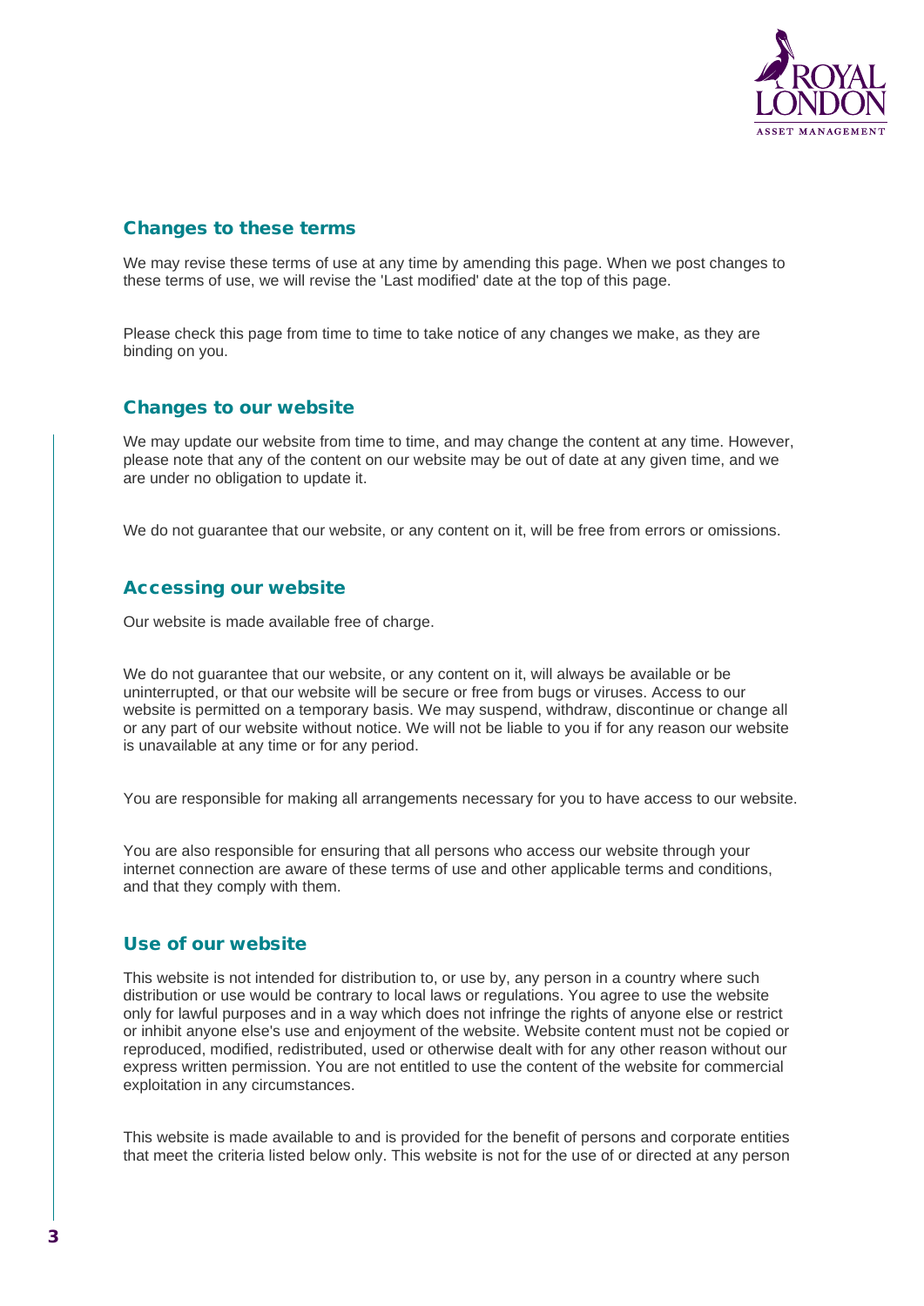## Changes to these terms

We may revise these terms of use at any time by amending this page. When we post changes to these terms of use, we will revise the 'Last modified' date at the top of this page.

Please check this page from time to time to take notice of any changes we make, as they are binding on you.

## Changes to our website

We may update our website from time to time, and may change the content at any time. However, please note that any of the content on our website may be out of date at any given time, and we are under no obligation to update it.

We do not guarantee that our website, or any content on it, will be free from errors or omissions.

## Accessing our website

Our website is made available free of charge.

We do not guarantee that our website, or any content on it, will always be available or be uninterrupted, or that our website will be secure or free from bugs or viruses. Access to our website is permitted on a temporary basis. We may suspend, withdraw, discontinue or change all or any part of our website without notice. We will not be liable to you if for any reason our website is unavailable at any time or for any period.

You are responsible for making all arrangements necessary for you to have access to our website.

You are also responsible for ensuring that all persons who access our website through your internet connection are aware of these terms of use and other applicable terms and conditions, and that they comply with them.

## Use of our website

This website is not intended for distribution to, or use by, any person in a country where such distribution or use would be contrary to local laws or regulations. You agree to use the website only for lawful purposes and in a way which does not infringe the rights of anyone else or restrict or inhibit anyone else's use and enjoyment of the website. Website content must not be copied or reproduced, modified, redistributed, used or otherwise dealt with for any other reason without our express written permission. You are not entitled to use the content of the website for commercial exploitation in any circumstances.

This website is made available to and is provided for the benefit of persons and corporate entities that meet the criteria listed below only. This website is not for the use of or directed at any person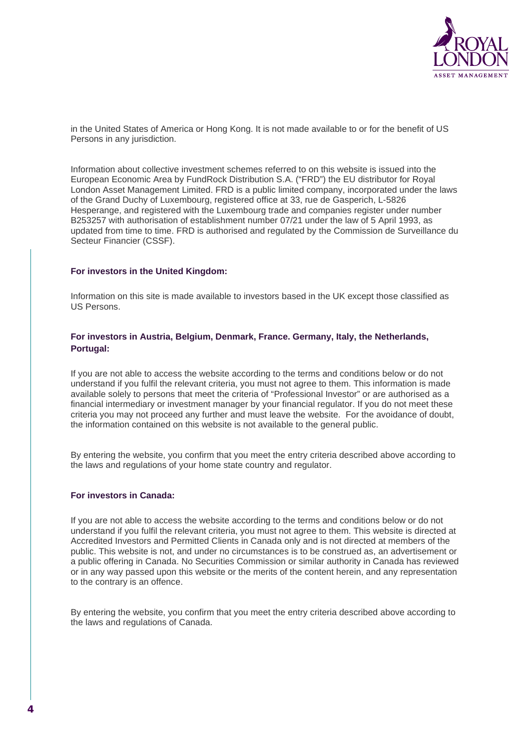in the United States of America or Hong Kong. It is not made available to or for the benefit of US Persons in any jurisdiction.

Information about collective investment schemes referred to on this website is issued into the European Economic Area by FundRock Distribution S.A. ("FRD") the EU distributor for Royal London Asset Management Limited. FRD is a public limited company, incorporated under the laws of the Grand Duchy of Luxembourg, registered office at 33, rue de Gasperich, L-5826 Hesperange, and registered with the Luxembourg trade and companies register under number B253257 with authorisation of establishment number 07/21 under the law of 5 April 1993, as updated from time to time. FRD is authorised and regulated by the Commission de Surveillance du Secteur Financier (CSSF).

**For investors in the United Kingdom:**

Information on this site is made available to investors based in the UK except those classified as US Persons.

**For investors in Austria, Belgium, Denmark, France. Germany, Italy, the Netherlands, Portugal:**

If you are not able to access the website according to the terms and conditions below or do not understand if you fulfil the relevant criteria, you must not agree to them. This information is made available solely to persons that meet the criteria of "Professional Investor" or are authorised as a financial intermediary or investment manager by your financial regulator. If you do not meet these criteria you may not proceed any further and must leave the website. For the avoidance of doubt, the information contained on this website is not available to the general public.

By entering the website, you confirm that you meet the entry criteria described above according to the laws and regulations of your home state country and regulator.

**For investors in Canada:**

If you are not able to access the website according to the terms and conditions below or do not understand if you fulfil the relevant criteria, you must not agree to them. This website is directed at Accredited Investors and Permitted Clients in Canada only and is not directed at members of the public. This website is not, and under no circumstances is to be construed as, an advertisement or a public offering in Canada. No Securities Commission or similar authority in Canada has reviewed or in any way passed upon this website or the merits of the content herein, and any representation to the contrary is an offence.

By entering the website, you confirm that you meet the entry criteria described above according to the laws and regulations of Canada.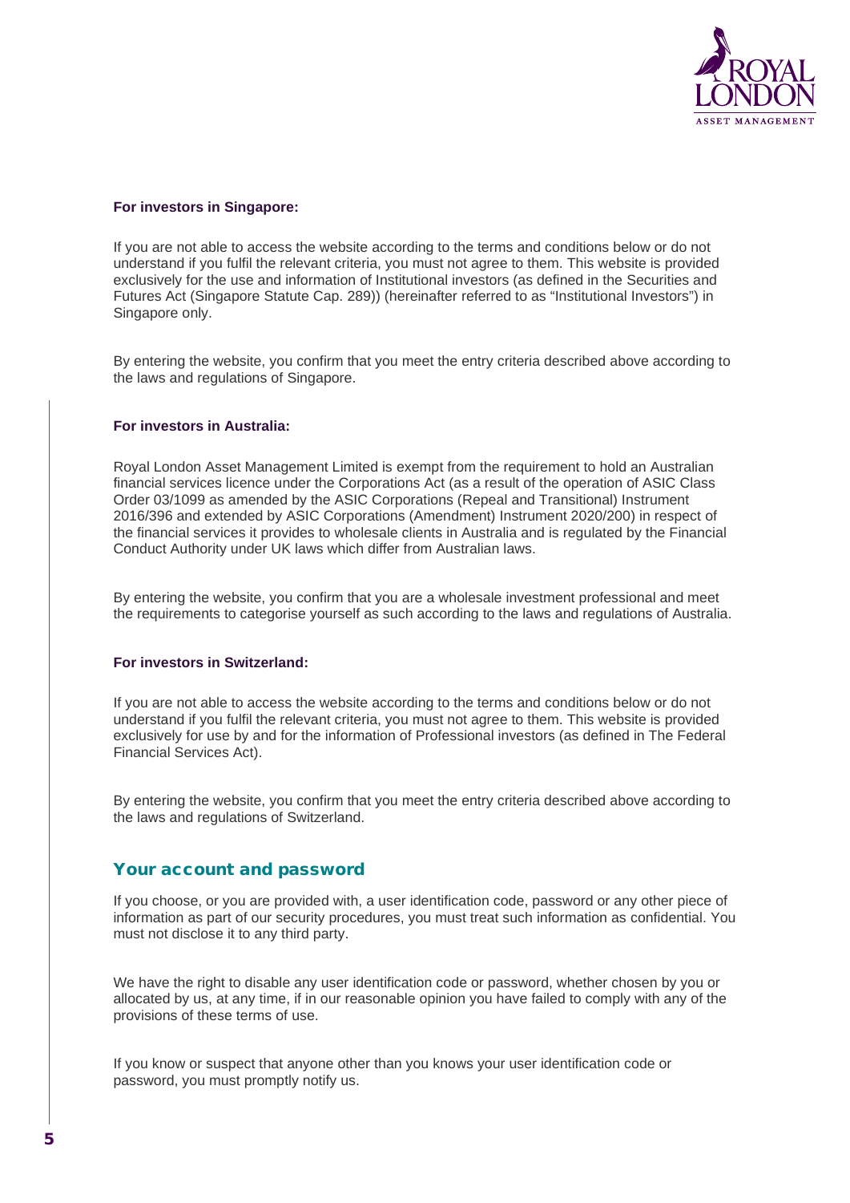**For investors in Singapore:**

If you are not able to access the website according to the terms and conditions below or do not understand if you fulfil the relevant criteria, you must not agree to them. This website is provided exclusively for the use and information of Institutional investors (as defined in the Securities and Futures Act (Singapore Statute Cap. 289)) (hereinafter referred to as "Institutional Investors") in Singapore only.

By entering the website, you confirm that you meet the entry criteria described above according to the laws and regulations of Singapore.

**For investors in Australia:**

Royal London Asset Management Limited is exempt from the requirement to hold an Australian financial services licence under the Corporations Act (as a result of the operation of ASIC Class Order 03/1099 as amended by the ASIC Corporations (Repeal and Transitional) Instrument 2016/396 and extended by ASIC Corporations (Amendment) Instrument 2020/200) in respect of the financial services it provides to wholesale clients in Australia and is regulated by the Financial Conduct Authority under UK laws which differ from Australian laws.

By entering the website, you confirm that you are a wholesale investment professional and meet the requirements to categorise yourself as such according to the laws and regulations of Australia.

**For investors in Switzerland:**

If you are not able to access the website according to the terms and conditions below or do not understand if you fulfil the relevant criteria, you must not agree to them. This website is provided exclusively for use by and for the information of Professional investors (as defined in The Federal Financial Services Act).

By entering the website, you confirm that you meet the entry criteria described above according to the laws and regulations of Switzerland.

## Your account and password

If you choose, or you are provided with, a user identification code, password or any other piece of information as part of our security procedures, you must treat such information as confidential. You must not disclose it to any third party.

We have the right to disable any user identification code or password, whether chosen by you or allocated by us, at any time, if in our reasonable opinion you have failed to comply with any of the provisions of these terms of use.

If you know or suspect that anyone other than you knows your user identification code or password, you must promptly notify us.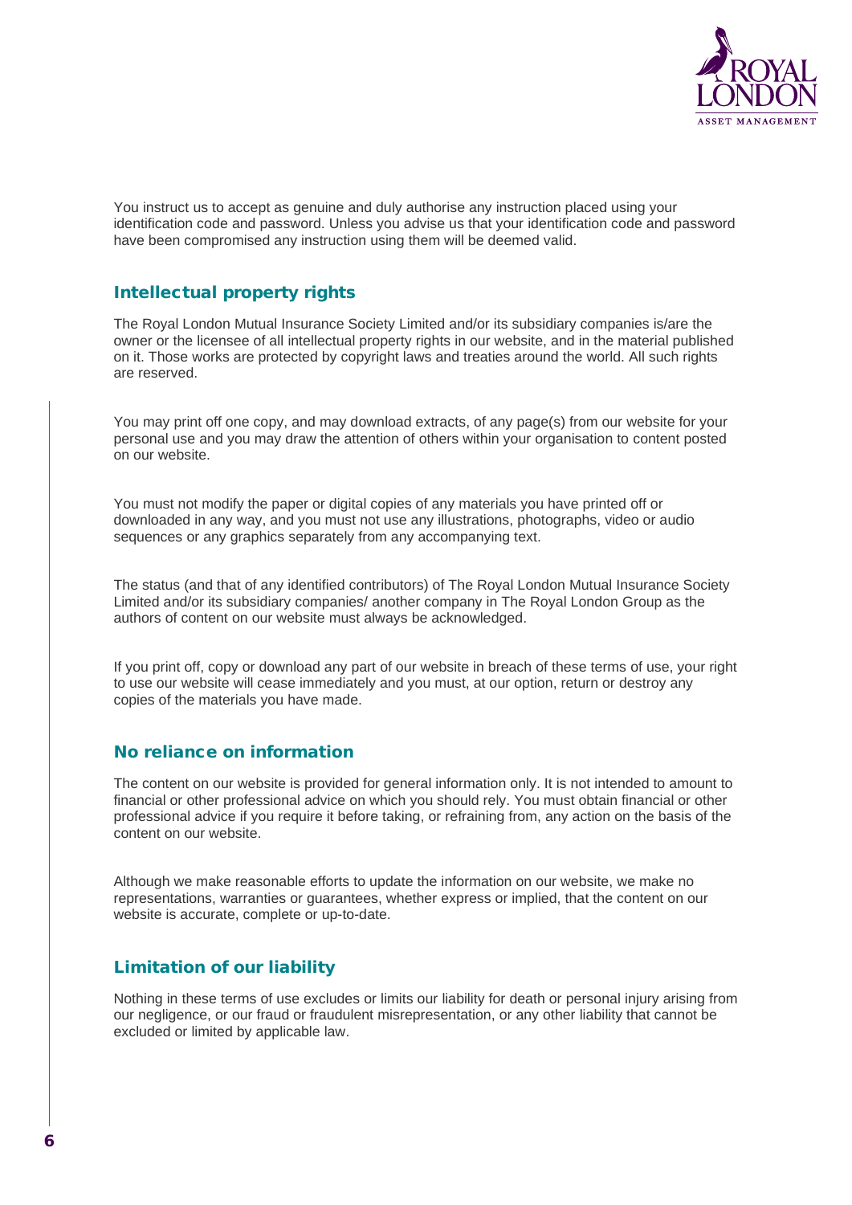You instruct us to accept as genuine and duly authorise any instruction placed using your identification code and password. Unless you advise us that your identification code and password have been compromised any instruction using them will be deemed valid.

## Intellectual property rights

The Royal London Mutual Insurance Society Limited and/or its subsidiary companies is/are the owner or the licensee of all intellectual property rights in our website, and in the material published on it. Those works are protected by copyright laws and treaties around the world. All such rights are reserved.

You may print off one copy, and may download extracts, of any page(s) from our website for your personal use and you may draw the attention of others within your organisation to content posted on our website.

You must not modify the paper or digital copies of any materials you have printed off or downloaded in any way, and you must not use any illustrations, photographs, video or audio sequences or any graphics separately from any accompanying text.

The status (and that of any identified contributors) of The Royal London Mutual Insurance Society Limited and/or its subsidiary companies/ another company in The Royal London Group as the authors of content on our website must always be acknowledged.

If you print off, copy or download any part of our website in breach of these terms of use, your right to use our website will cease immediately and you must, at our option, return or destroy any copies of the materials you have made.

## No reliance on information

The content on our website is provided for general information only. It is not intended to amount to financial or other professional advice on which you should rely. You must obtain financial or other professional advice if you require it before taking, or refraining from, any action on the basis of the content on our website.

Although we make reasonable efforts to update the information on our website, we make no representations, warranties or guarantees, whether express or implied, that the content on our website is accurate, complete or up-to-date.

## Limitation of our liability

Nothing in these terms of use excludes or limits our liability for death or personal injury arising from our negligence, or our fraud or fraudulent misrepresentation, or any other liability that cannot be excluded or limited by applicable law.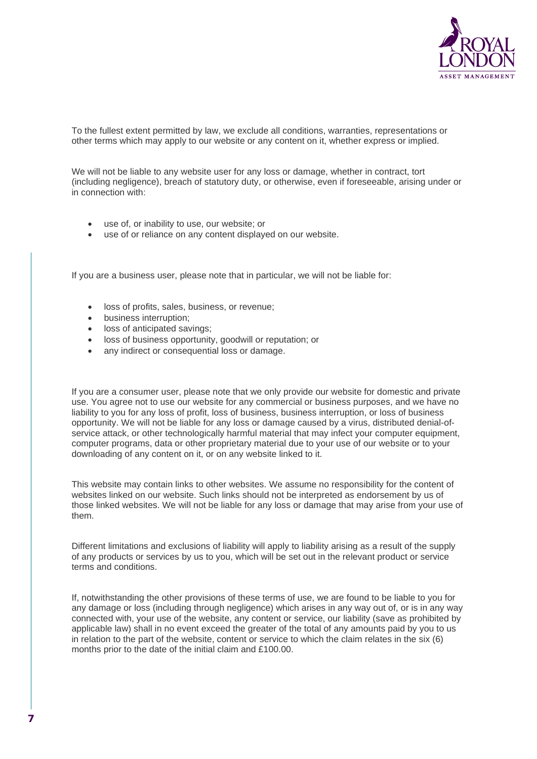To the fullest extent permitted by law, we exclude all conditions, warranties, representations or other terms which may apply to our website or any content on it, whether express or implied.

We will not be liable to any website user for any loss or damage, whether in contract, tort (including negligence), breach of statutory duty, or otherwise, even if foreseeable, arising under or in connection with:

- use of, or inability to use, our website; or
- use of or reliance on any content displayed on our website.

If you are a business user, please note that in particular, we will not be liable for:

- loss of profits, sales, business, or revenue;
- business interruption;
- loss of anticipated savings;
- loss of business opportunity, goodwill or reputation; or
- any indirect or consequential loss or damage.

If you are a consumer user, please note that we only provide our website for domestic and private use. You agree not to use our website for any commercial or business purposes, and we have no liability to you for any loss of profit, loss of business, business interruption, or loss of business opportunity. We will not be liable for any loss or damage caused by a virus, distributed denial-of-service attack, or other technologically harmful material that may infect your computer equipment, computer programs, data or other proprietary material due to your use of our website or to your downloading of any content on it, or on any website linked to it.

This website may contain links to other websites. We assume no responsibility for the content of websites linked on our website. Such links should not be interpreted as endorsement by us of those linked websites. We will not be liable for any loss or damage that may arise from your use of them.

Different limitations and exclusions of liability will apply to liability arising as a result of the supply of any products or services by us to you, which will be set out in the relevant product or service terms and conditions.

If, notwithstanding the other provisions of these terms of use, we are found to be liable to you for any damage or loss (including through negligence) which arises in any way out of, or is in any way connected with, your use of the website, any content or service, our liability (save as prohibited by applicable law) shall in no event exceed the greater of the total of any amounts paid by you to us in relation to the part of the website, content or service to which the claim relates in the six (6) months prior to the date of the initial claim and £100.00.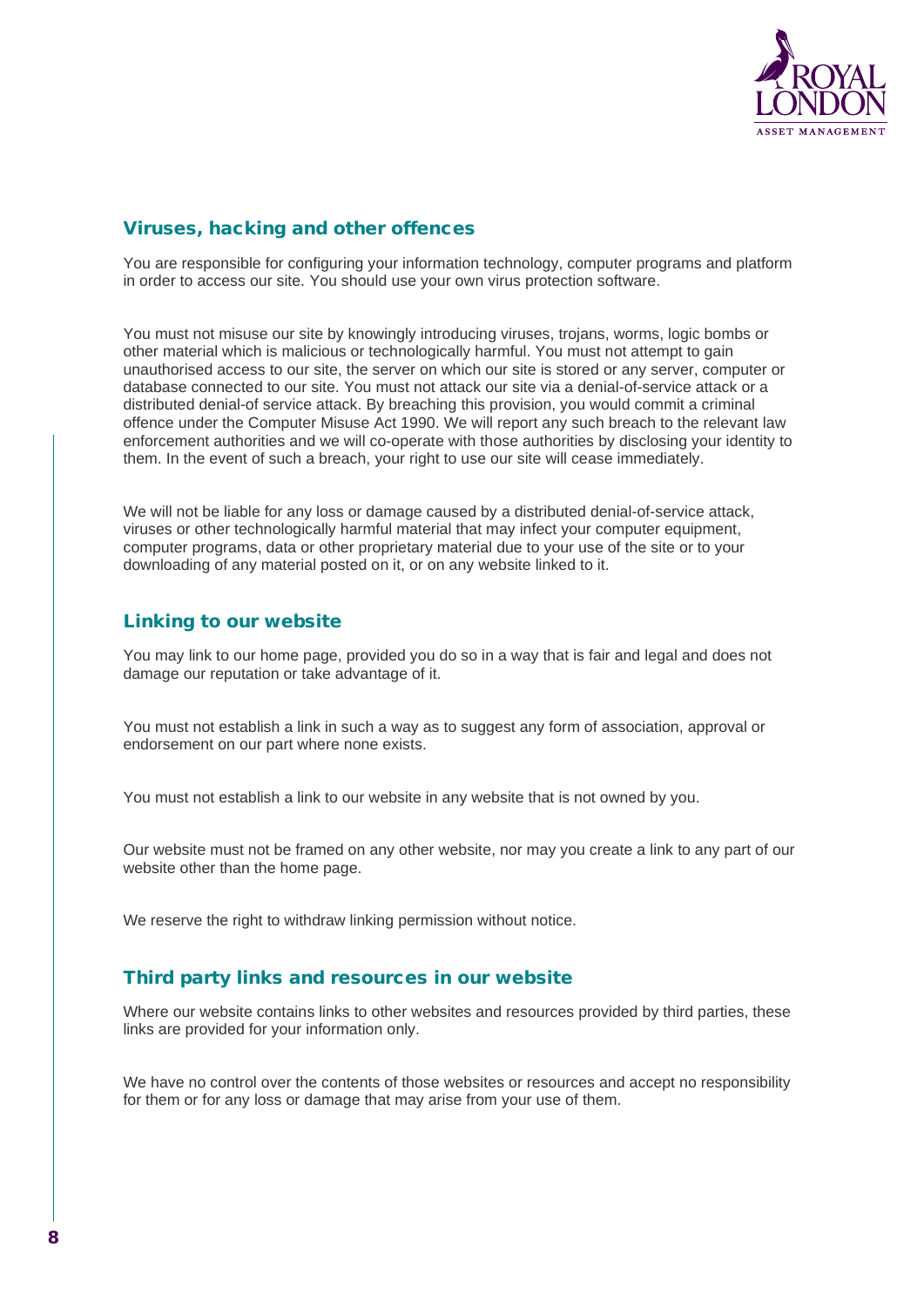## Viruses, hacking and other offences

You are responsible for configuring your information technology, computer programs and platform in order to access our site. You should use your own virus protection software.

You must not misuse our site by knowingly introducing viruses, trojans, worms, logic bombs or other material which is malicious or technologically harmful. You must not attempt to gain unauthorised access to our site, the server on which our site is stored or any server, computer or database connected to our site. You must not attack our site via a denial-of-service attack or a distributed denial-of service attack. By breaching this provision, you would commit a criminal offence under the Computer Misuse Act 1990. We will report any such breach to the relevant law enforcement authorities and we will co-operate with those authorities by disclosing your identity to them. In the event of such a breach, your right to use our site will cease immediately.

We will not be liable for any loss or damage caused by a distributed denial-of-service attack, viruses or other technologically harmful material that may infect your computer equipment, computer programs, data or other proprietary material due to your use of the site or to your downloading of any material posted on it, or on any website linked to it.

## Linking to our website

You may link to our home page, provided you do so in a way that is fair and legal and does not damage our reputation or take advantage of it.

You must not establish a link in such a way as to suggest any form of association, approval or endorsement on our part where none exists.

You must not establish a link to our website in any website that is not owned by you.

Our website must not be framed on any other website, nor may you create a link to any part of our website other than the home page.

We reserve the right to withdraw linking permission without notice.

## Third party links and resources in our website

Where our website contains links to other websites and resources provided by third parties, these links are provided for your information only.

We have no control over the contents of those websites or resources and accept no responsibility for them or for any loss or damage that may arise from your use of them.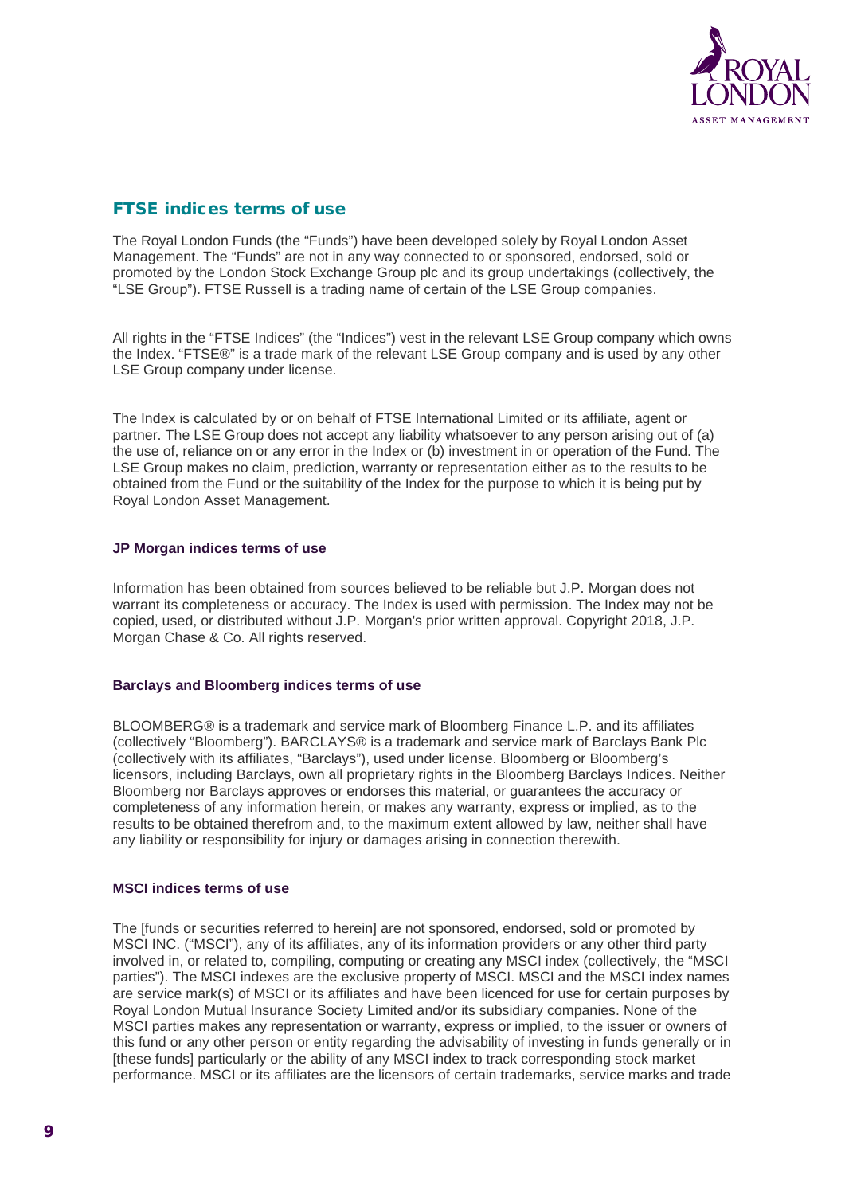## FTSE indices terms of use

The Royal London Funds (the "Funds") have been developed solely by Royal London Asset Management. The "Funds" are not in any way connected to or sponsored, endorsed, sold or promoted by the London Stock Exchange Group plc and its group undertakings (collectively, the "LSE Group"). FTSE Russell is a trading name of certain of the LSE Group companies.

All rights in the "FTSE Indices" (the "Indices") vest in the relevant LSE Group company which owns the Index. "FTSE®" is a trade mark of the relevant LSE Group company and is used by any other LSE Group company under license.

The Index is calculated by or on behalf of FTSE International Limited or its affiliate, agent or partner. The LSE Group does not accept any liability whatsoever to any person arising out of (a) the use of, reliance on or any error in the Index or (b) investment in or operation of the Fund. The LSE Group makes no claim, prediction, warranty or representation either as to the results to be obtained from the Fund or the suitability of the Index for the purpose to which it is being put by Royal London Asset Management.

### JP Morgan indices terms of use

Information has been obtained from sources believed to be reliable but J.P. Morgan does not warrant its completeness or accuracy. The Index is used with permission. The Index may not be copied, used, or distributed without J.P. Morgan's prior written approval. Copyright 2018, J.P. Morgan Chase & Co. All rights reserved.

### Barclays and Bloomberg indices terms of use

BLOOMBERG® is a trademark and service mark of Bloomberg Finance L.P. and its affiliates (collectively "Bloomberg"). BARCLAYS® is a trademark and service mark of Barclays Bank Plc (collectively with its affiliates, "Barclays"), used under license. Bloomberg or Bloomberg's licensors, including Barclays, own all proprietary rights in the Bloomberg Barclays Indices. Neither Bloomberg nor Barclays approves or endorses this material, or guarantees the accuracy or completeness of any information herein, or makes any warranty, express or implied, as to the results to be obtained therefrom and, to the maximum extent allowed by law, neither shall have any liability or responsibility for injury or damages arising in connection therewith.

### MSCI indices terms of use

The [funds or securities referred to herein] are not sponsored, endorsed, sold or promoted by MSCI INC. ("MSCI"), any of its affiliates, any of its information providers or any other third party involved in, or related to, compiling, computing or creating any MSCI index (collectively, the "MSCI parties"). The MSCI indexes are the exclusive property of MSCI. MSCI and the MSCI index names are service mark(s) of MSCI or its affiliates and have been licenced for use for certain purposes by Royal London Mutual Insurance Society Limited and/or its subsidiary companies. None of the MSCI parties makes any representation or warranty, express or implied, to the issuer or owners of this fund or any other person or entity regarding the advisability of investing in funds generally or in [these funds] particularly or the ability of any MSCI index to track corresponding stock market performance. MSCI or its affiliates are the licensors of certain trademarks, service marks and trade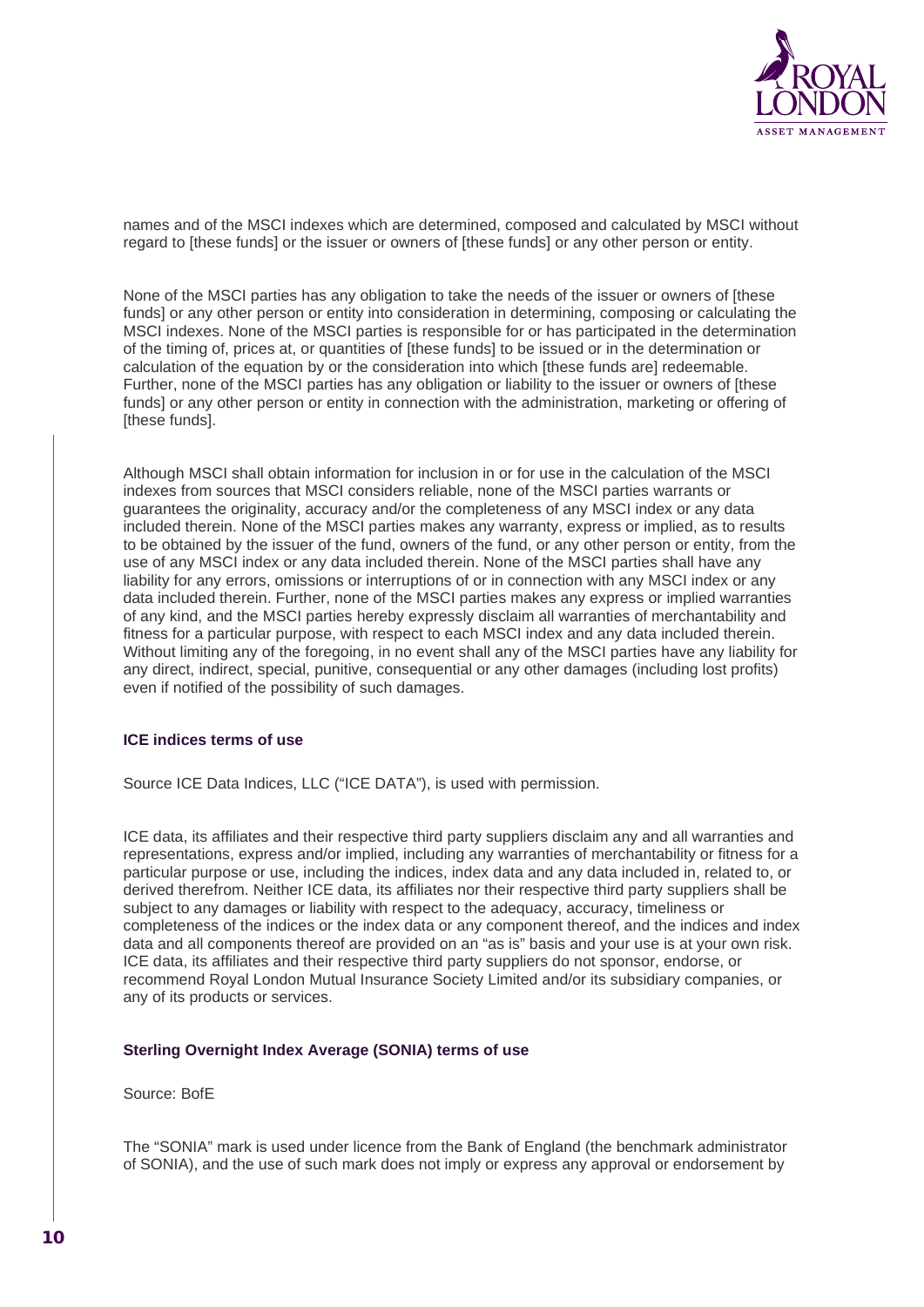names and of the MSCI indexes which are determined, composed and calculated by MSCI without regard to [these funds] or the issuer or owners of [these funds] or any other person or entity.

None of the MSCI parties has any obligation to take the needs of the issuer or owners of [these funds] or any other person or entity into consideration in determining, composing or calculating the MSCI indexes. None of the MSCI parties is responsible for or has participated in the determination of the timing of, prices at, or quantities of [these funds] to be issued or in the determination or calculation of the equation by or the consideration into which [these funds are] redeemable. Further, none of the MSCI parties has any obligation or liability to the issuer or owners of [these funds] or any other person or entity in connection with the administration, marketing or offering of [these funds].

Although MSCI shall obtain information for inclusion in or for use in the calculation of the MSCI indexes from sources that MSCI considers reliable, none of the MSCI parties warrants or guarantees the originality, accuracy and/or the completeness of any MSCI index or any data included therein. None of the MSCI parties makes any warranty, express or implied, as to results to be obtained by the issuer of the fund, owners of the fund, or any other person or entity, from the use of any MSCI index or any data included therein. None of the MSCI parties shall have any liability for any errors, omissions or interruptions of or in connection with any MSCI index or any data included therein. Further, none of the MSCI parties makes any express or implied warranties of any kind, and the MSCI parties hereby expressly disclaim all warranties of merchantability and fitness for a particular purpose, with respect to each MSCI index and any data included therein. Without limiting any of the foregoing, in no event shall any of the MSCI parties have any liability for any direct, indirect, special, punitive, consequential or any other damages (including lost profits) even if notified of the possibility of such damages.

### ICE indices terms of use

Source ICE Data Indices, LLC ("ICE DATA"), is used with permission.

ICE data, its affiliates and their respective third party suppliers disclaim any and all warranties and representations, express and/or implied, including any warranties of merchantability or fitness for a particular purpose or use, including the indices, index data and any data included in, related to, or derived therefrom. Neither ICE data, its affiliates nor their respective third party suppliers shall be subject to any damages or liability with respect to the adequacy, accuracy, timeliness or completeness of the indices or the index data or any component thereof, and the indices and index data and all components thereof are provided on an "as is" basis and your use is at your own risk. ICE data, its affiliates and their respective third party suppliers do not sponsor, endorse, or recommend Royal London Mutual Insurance Society Limited and/or its subsidiary companies, or any of its products or services.

### Sterling Overnight Index Average (SONIA) terms of use

Source: BofE

The "SONIA" mark is used under licence from the Bank of England (the benchmark administrator of SONIA), and the use of such mark does not imply or express any approval or endorsement by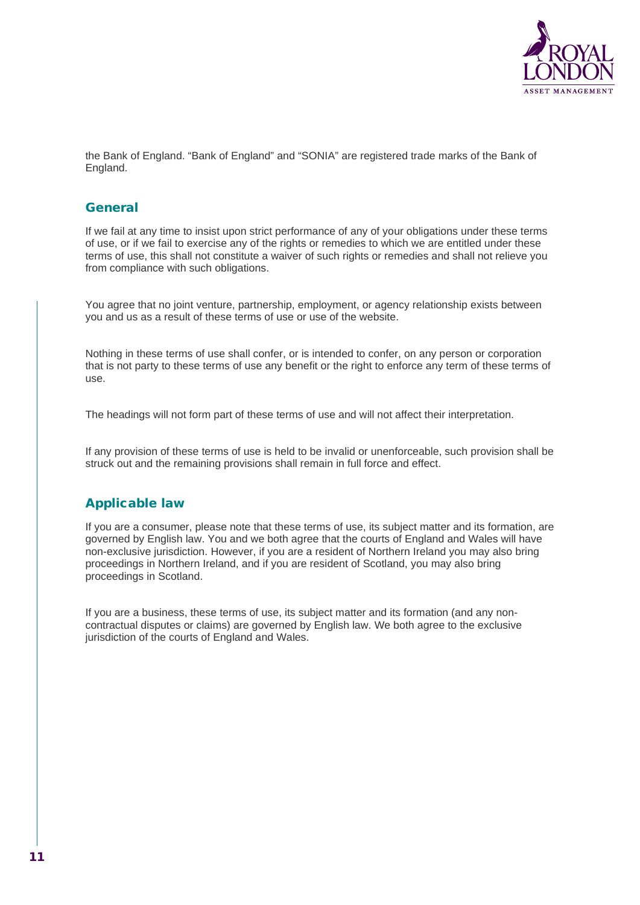the Bank of England. “Bank of England” and “SONIA” are registered trade marks of the Bank of England.

## General

If we fail at any time to insist upon strict performance of any of your obligations under these terms of use, or if we fail to exercise any of the rights or remedies to which we are entitled under these terms of use, this shall not constitute a waiver of such rights or remedies and shall not relieve you from compliance with such obligations.

You agree that no joint venture, partnership, employment, or agency relationship exists between you and us as a result of these terms of use or use of the website.

Nothing in these terms of use shall confer, or is intended to confer, on any person or corporation that is not party to these terms of use any benefit or the right to enforce any term of these terms of use.

The headings will not form part of these terms of use and will not affect their interpretation.

If any provision of these terms of use is held to be invalid or unenforceable, such provision shall be struck out and the remaining provisions shall remain in full force and effect.

## Applicable law

If you are a consumer, please note that these terms of use, its subject matter and its formation, are governed by English law. You and we both agree that the courts of England and Wales will have non-exclusive jurisdiction. However, if you are a resident of Northern Ireland you may also bring proceedings in Northern Ireland, and if you are resident of Scotland, you may also bring proceedings in Scotland.

If you are a business, these terms of use, its subject matter and its formation (and any non-contractual disputes or claims) are governed by English law. We both agree to the exclusive jurisdiction of the courts of England and Wales.